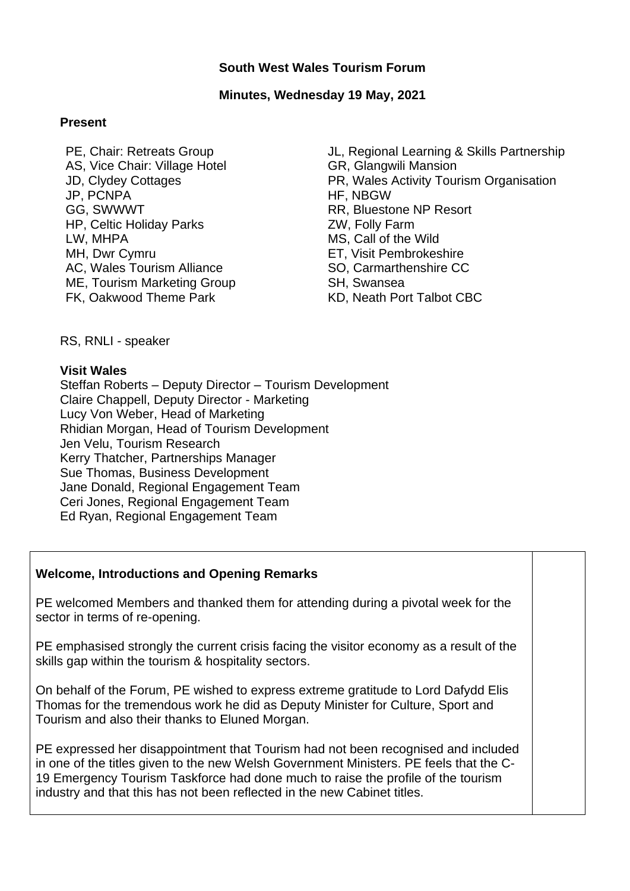**South West Wales Tourism Forum**

**Minutes, Wednesday 19 May, 2021**

**Present**

PE, Chair: Retreats Group
AS, Vice Chair: Village Hotel
JD, Clydey Cottages
JP, PCNPA
GG, SWWWT
HP, Celtic Holiday Parks
LW, MHPA
MH, Dwr Cymru
AC, Wales Tourism Alliance
ME, Tourism Marketing Group
FK, Oakwood Theme Park
JL, Regional Learning & Skills Partnership
GR, Glangwili Mansion
PR, Wales Activity Tourism Organisation
HF, NBGW
RR, Bluestone NP Resort
ZW, Folly Farm
MS, Call of the Wild
ET, Visit Pembrokeshire
SO, Carmarthenshire CC
SH, Swansea
KD, Neath Port Talbot CBC

RS, RNLI - speaker

**Visit Wales**
Steffan Roberts – Deputy Director – Tourism Development
Claire Chappell, Deputy Director - Marketing
Lucy Von Weber, Head of Marketing
Rhidian Morgan, Head of Tourism Development
Jen Velu, Tourism Research
Kerry Thatcher, Partnerships Manager
Sue Thomas, Business Development
Jane Donald, Regional Engagement Team
Ceri Jones, Regional Engagement Team
Ed Ryan, Regional Engagement Team

| **Welcome, Introductions and Opening Remarks**<br><br>PE welcomed Members and thanked them for attending during a pivotal week for the sector in terms of re-opening.<br><br>PE emphasised strongly the current crisis facing the visitor economy as a result of the skills gap within the tourism & hospitality sectors.<br><br>On behalf of the Forum, PE wished to express extreme gratitude to Lord Dafydd Elis Thomas for the tremendous work he did as Deputy Minister for Culture, Sport and Tourism and also their thanks to Eluned Morgan.<br><br>PE expressed her disappointment that Tourism had not been recognised and included in one of the titles given to the new Welsh Government Ministers. PE feels that the C-19 Emergency Tourism Taskforce had done much to raise the profile of the tourism industry and that this has not been reflected in the new Cabinet titles. | |
|---|---|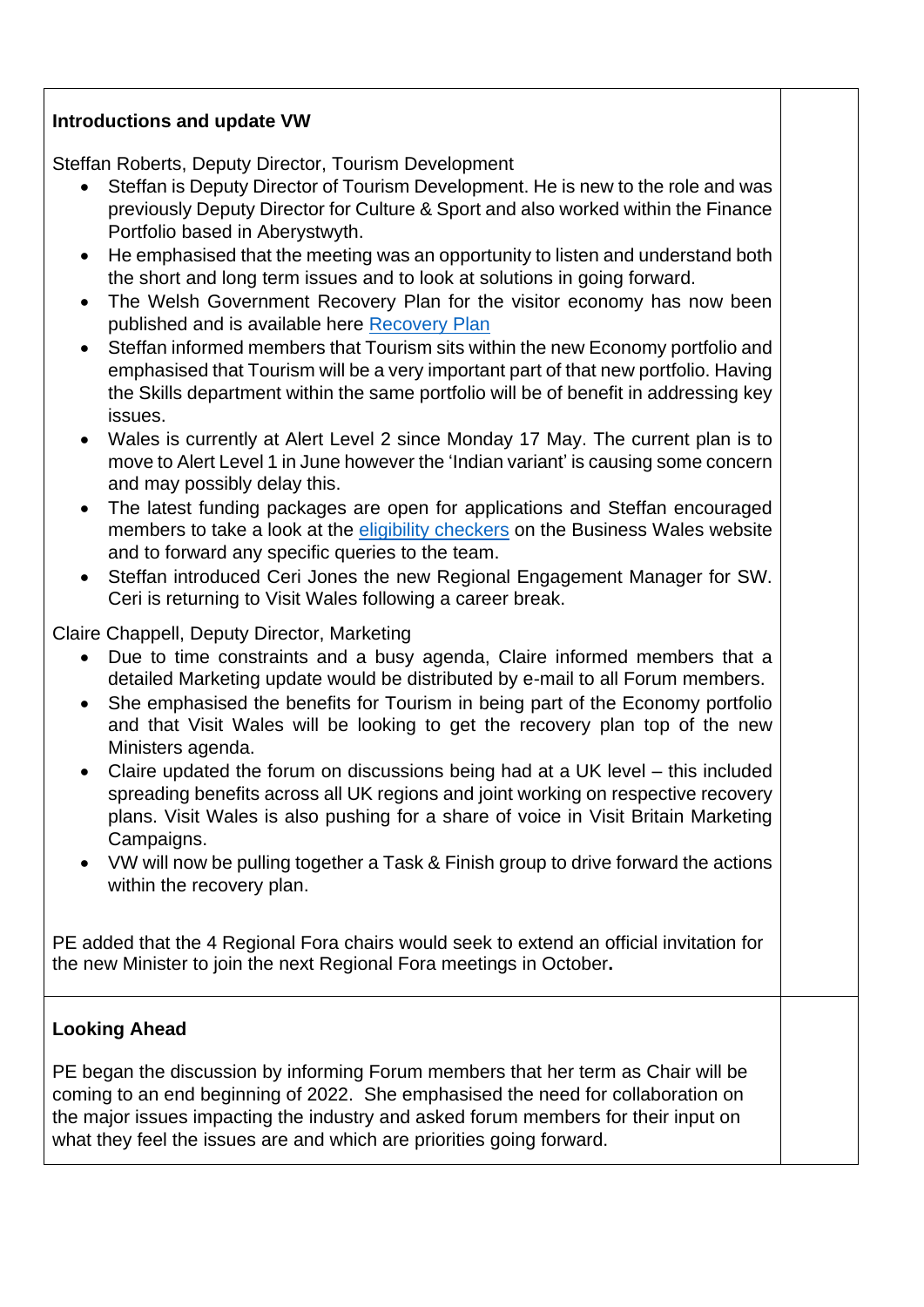**Introductions and update VW**

Steffan Roberts, Deputy Director, Tourism Development

- Steffan is Deputy Director of Tourism Development. He is new to the role and was previously Deputy Director for Culture & Sport and also worked within the Finance Portfolio based in Aberystwyth.
- He emphasised that the meeting was an opportunity to listen and understand both the short and long term issues and to look at solutions in going forward.
- The Welsh Government Recovery Plan for the visitor economy has now been published and is available here [Recovery Plan]
- Steffan informed members that Tourism sits within the new Economy portfolio and emphasised that Tourism will be a very important part of that new portfolio. Having the Skills department within the same portfolio will be of benefit in addressing key issues.
- Wales is currently at Alert Level 2 since Monday 17 May. The current plan is to move to Alert Level 1 in June however the 'Indian variant' is causing some concern and may possibly delay this.
- The latest funding packages are open for applications and Steffan encouraged members to take a look at the [eligibility checkers] on the Business Wales website and to forward any specific queries to the team.
- Steffan introduced Ceri Jones the new Regional Engagement Manager for SW. Ceri is returning to Visit Wales following a career break.

Claire Chappell, Deputy Director, Marketing

- Due to time constraints and a busy agenda, Claire informed members that a detailed Marketing update would be distributed by e-mail to all Forum members.
- She emphasised the benefits for Tourism in being part of the Economy portfolio and that Visit Wales will be looking to get the recovery plan top of the new Ministers agenda.
- Claire updated the forum on discussions being had at a UK level – this included spreading benefits across all UK regions and joint working on respective recovery plans. Visit Wales is also pushing for a share of voice in Visit Britain Marketing Campaigns.
- VW will now be pulling together a Task & Finish group to drive forward the actions within the recovery plan.

PE added that the 4 Regional Fora chairs would seek to extend an official invitation for the new Minister to join the next Regional Fora meetings in October**.**

**Looking Ahead**

PE began the discussion by informing Forum members that her term as Chair will be coming to an end beginning of 2022. She emphasised the need for collaboration on the major issues impacting the industry and asked forum members for their input on what they feel the issues are and which are priorities going forward.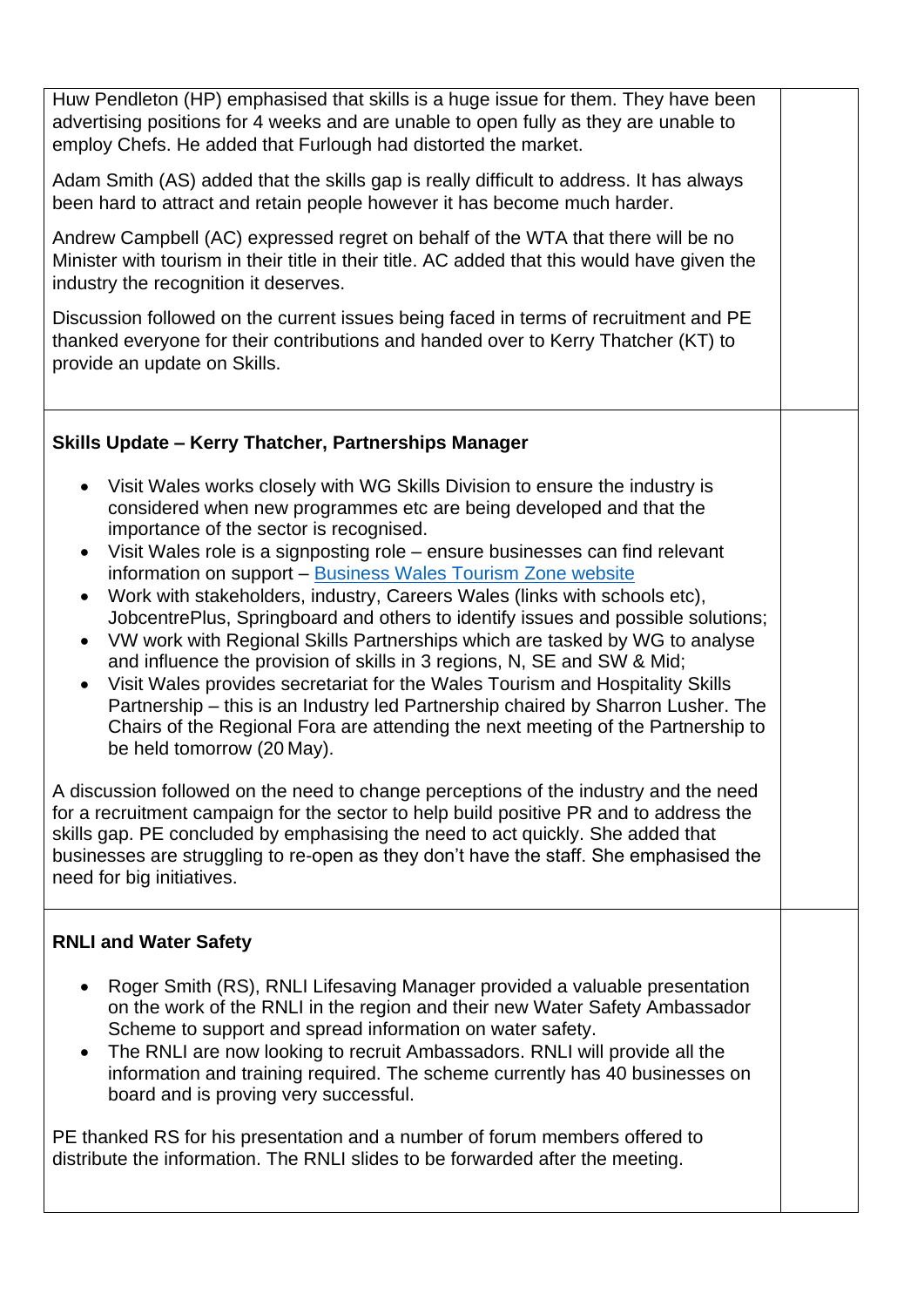Huw Pendleton (HP) emphasised that skills is a huge issue for them. They have been advertising positions for 4 weeks and are unable to open fully as they are unable to employ Chefs. He added that Furlough had distorted the market.

Adam Smith (AS) added that the skills gap is really difficult to address. It has always been hard to attract and retain people however it has become much harder.

Andrew Campbell (AC) expressed regret on behalf of the WTA that there will be no Minister with tourism in their title in their title. AC added that this would have given the industry the recognition it deserves.

Discussion followed on the current issues being faced in terms of recruitment and PE thanked everyone for their contributions and handed over to Kerry Thatcher (KT) to provide an update on Skills.

**Skills Update – Kerry Thatcher, Partnerships Manager**

- Visit Wales works closely with WG Skills Division to ensure the industry is considered when new programmes etc are being developed and that the importance of the sector is recognised.
- Visit Wales role is a signposting role – ensure businesses can find relevant information on support – Business Wales Tourism Zone website
- Work with stakeholders, industry, Careers Wales (links with schools etc), JobcentrePlus, Springboard and others to identify issues and possible solutions;
- VW work with Regional Skills Partnerships which are tasked by WG to analyse and influence the provision of skills in 3 regions, N, SE and SW & Mid;
- Visit Wales provides secretariat for the Wales Tourism and Hospitality Skills Partnership – this is an Industry led Partnership chaired by Sharron Lusher. The Chairs of the Regional Fora are attending the next meeting of the Partnership to be held tomorrow (20 May).

A discussion followed on the need to change perceptions of the industry and the need for a recruitment campaign for the sector to help build positive PR and to address the skills gap. PE concluded by emphasising the need to act quickly. She added that businesses are struggling to re-open as they don't have the staff. She emphasised the need for big initiatives.

**RNLI and Water Safety**

- Roger Smith (RS), RNLI Lifesaving Manager provided a valuable presentation on the work of the RNLI in the region and their new Water Safety Ambassador Scheme to support and spread information on water safety.
- The RNLI are now looking to recruit Ambassadors. RNLI will provide all the information and training required. The scheme currently has 40 businesses on board and is proving very successful.

PE thanked RS for his presentation and a number of forum members offered to distribute the information. The RNLI slides to be forwarded after the meeting.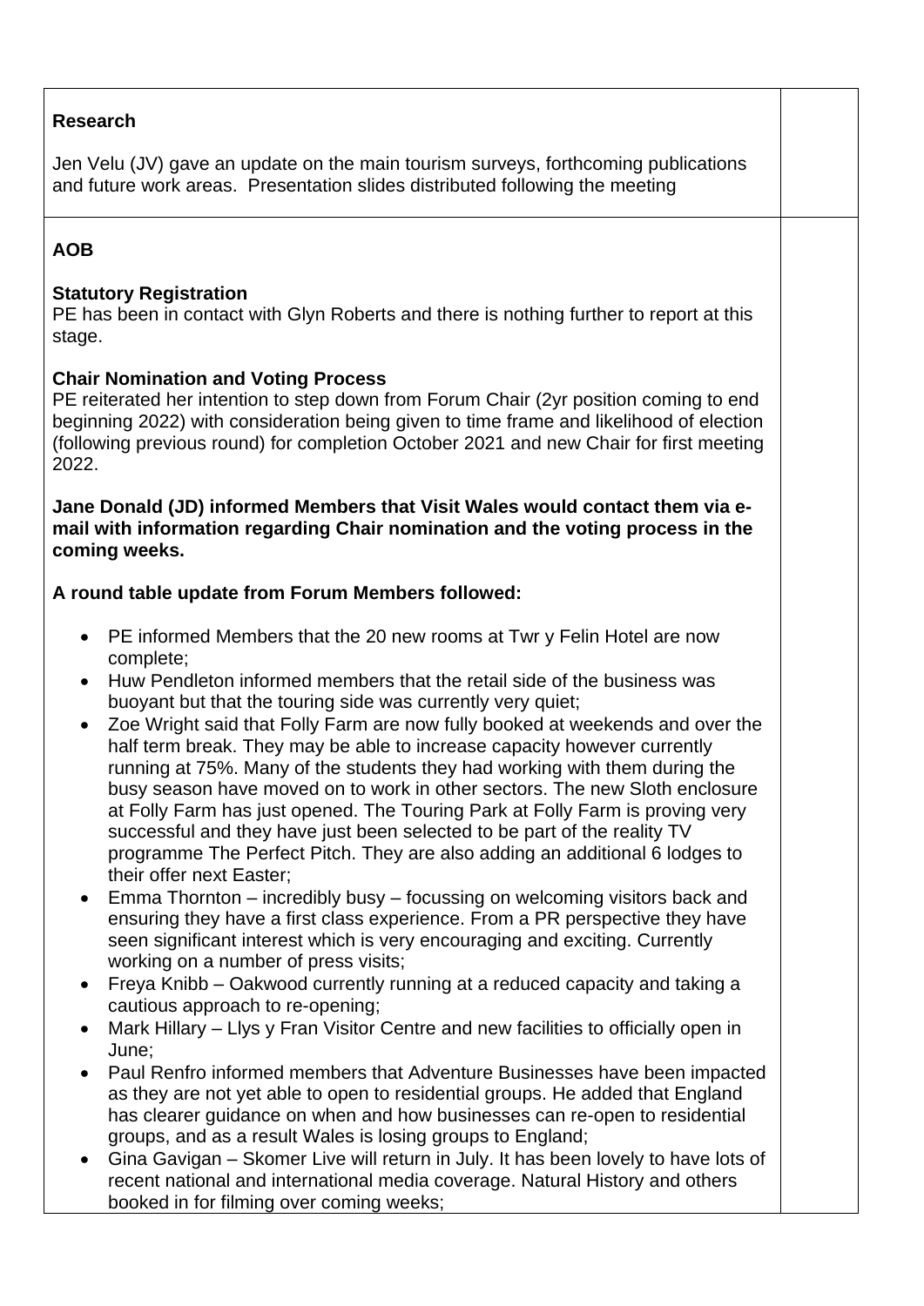**Research**

Jen Velu (JV) gave an update on the main tourism surveys, forthcoming publications and future work areas. Presentation slides distributed following the meeting

**AOB**

**Statutory Registration**
PE has been in contact with Glyn Roberts and there is nothing further to report at this stage.

**Chair Nomination and Voting Process**
PE reiterated her intention to step down from Forum Chair (2yr position coming to end beginning 2022) with consideration being given to time frame and likelihood of election (following previous round) for completion October 2021 and new Chair for first meeting 2022.

**Jane Donald (JD) informed Members that Visit Wales would contact them via e-mail with information regarding Chair nomination and the voting process in the coming weeks.**

**A round table update from Forum Members followed:**

- PE informed Members that the 20 new rooms at Twr y Felin Hotel are now complete;
- Huw Pendleton informed members that the retail side of the business was buoyant but that the touring side was currently very quiet;
- Zoe Wright said that Folly Farm are now fully booked at weekends and over the half term break. They may be able to increase capacity however currently running at 75%. Many of the students they had working with them during the busy season have moved on to work in other sectors. The new Sloth enclosure at Folly Farm has just opened. The Touring Park at Folly Farm is proving very successful and they have just been selected to be part of the reality TV programme The Perfect Pitch. They are also adding an additional 6 lodges to their offer next Easter;
- Emma Thornton – incredibly busy – focussing on welcoming visitors back and ensuring they have a first class experience. From a PR perspective they have seen significant interest which is very encouraging and exciting. Currently working on a number of press visits;
- Freya Knibb – Oakwood currently running at a reduced capacity and taking a cautious approach to re-opening;
- Mark Hillary – Llys y Fran Visitor Centre and new facilities to officially open in June;
- Paul Renfro informed members that Adventure Businesses have been impacted as they are not yet able to open to residential groups. He added that England has clearer guidance on when and how businesses can re-open to residential groups, and as a result Wales is losing groups to England;
- Gina Gavigan – Skomer Live will return in July. It has been lovely to have lots of recent national and international media coverage. Natural History and others booked in for filming over coming weeks;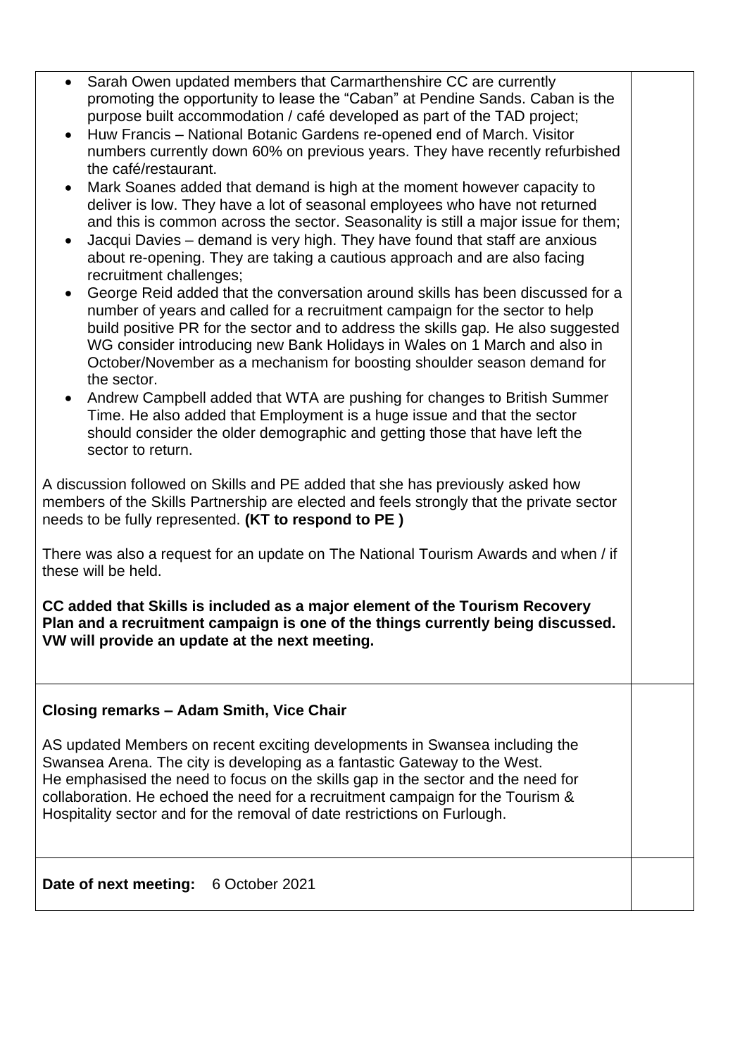| | |
|---|---|
| - Sarah Owen updated members that Carmarthenshire CC are currently promoting the opportunity to lease the "Caban" at Pendine Sands. Caban is the purpose built accommodation / café developed as part of the TAD project;<br>- Huw Francis – National Botanic Gardens re-opened end of March. Visitor numbers currently down 60% on previous years. They have recently refurbished the café/restaurant.<br>- Mark Soanes added that demand is high at the moment however capacity to deliver is low. They have a lot of seasonal employees who have not returned and this is common across the sector. Seasonality is still a major issue for them;<br>- Jacqui Davies – demand is very high. They have found that staff are anxious about re-opening. They are taking a cautious approach and are also facing recruitment challenges;<br>- George Reid added that the conversation around skills has been discussed for a number of years and called for a recruitment campaign for the sector to help build positive PR for the sector and to address the skills gap. He also suggested WG consider introducing new Bank Holidays in Wales on 1 March and also in October/November as a mechanism for boosting shoulder season demand for the sector.<br>- Andrew Campbell added that WTA are pushing for changes to British Summer Time. He also added that Employment is a huge issue and that the sector should consider the older demographic and getting those that have left the sector to return.<br><br>A discussion followed on Skills and PE added that she has previously asked how members of the Skills Partnership are elected and feels strongly that the private sector needs to be fully represented. **(KT to respond to PE )**<br><br>There was also a request for an update on The National Tourism Awards and when / if these will be held.<br><br>**CC added that Skills is included as a major element of the Tourism Recovery Plan and a recruitment campaign is one of the things currently being discussed. VW will provide an update at the next meeting.** | |
| **Closing remarks – Adam Smith, Vice Chair**<br><br>AS updated Members on recent exciting developments in Swansea including the Swansea Arena. The city is developing as a fantastic Gateway to the West. He emphasised the need to focus on the skills gap in the sector and the need for collaboration. He echoed the need for a recruitment campaign for the Tourism & Hospitality sector and for the removal of date restrictions on Furlough. | |
| **Date of next meeting:** 6 October 2021 | |